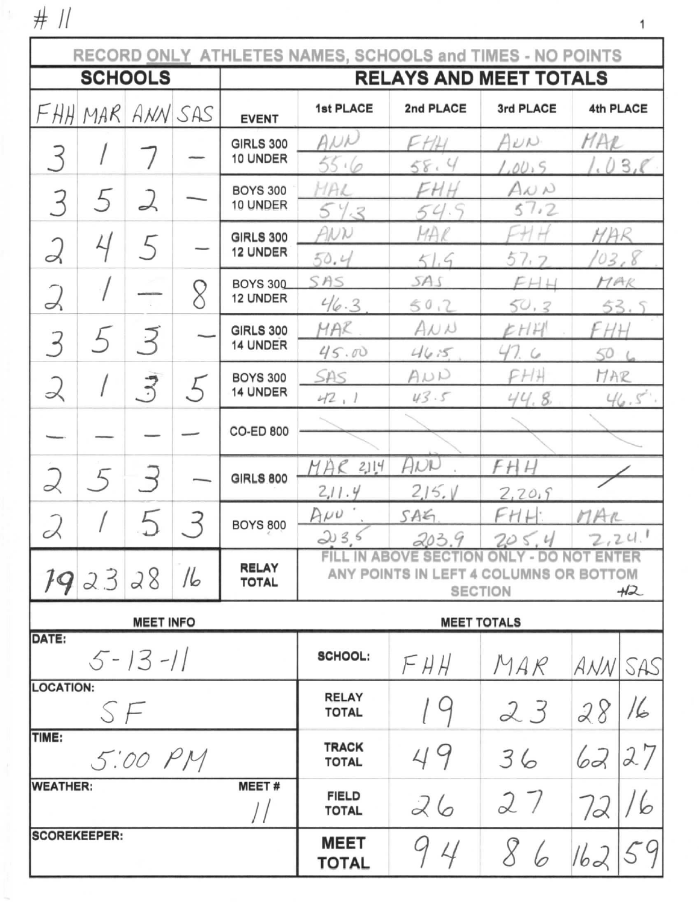# 11

RECORD ONLY ATHLETES NAMES, SCHOOLS and TIMES - NO POINTS

| SCHOOLS | | | | RELAYS AND MEET TOTALS | | | | |
|---|---|---|---|---|---|---|---|---|
| FHH | MAR | ANN | SAS | EVENT | 1st PLACE | 2nd PLACE | 3rd PLACE | 4th PLACE |
| 3 | 1 | 7 | — | GIRLS 300 10 UNDER | ANN 55.6 | FHH 58.4 | ANN 1.00.5 | MAR 1.03.8 |
| 3 | 5 | 2 | — | BOYS 300 10 UNDER | MAR 54.3 | FHH 54.9 | ANN 57.2 | |
| 2 | 4 | 5 | — | GIRLS 300 12 UNDER | ANN 50.4 | MAR 51.9 | FHH 57.2 | MAR 103.8 |
| 2 | 1 | — | 8 | BOYS 300 12 UNDER | SAS 46.3 | SAS 50.2 | FHH 50.3 | MAR 53.5 |
| 3 | 5 | 3 | — | GIRLS 300 14 UNDER | MAR 45.00 | ANN 46.5 | FHH 47.6 | FHH 50.6 |
| 2 | 1 | 3 | 5 | BOYS 300 14 UNDER | SAS 42.1 | ANN 43.5 | FHH 44.8 | MAR 46.5 |
| — | — | — | — | CO-ED 800 | | | | |
| 2 | 5 | 3 | — | GIRLS 800 | MAR 2.11.4 2,11.4 | ANN 2,15.1 | FHH 2,20.9 | / |
| 2 | 1 | 5 | 3 | BOYS 800 | ANN 203.5 | SAS 203.9 | FHH 205.4 | MAR 2.24.1 |
| 19 | 23 | 28 | 16 | RELAY TOTAL | FILL IN ABOVE SECTION ONLY - DO NOT ENTER ANY POINTS IN LEFT 4 COLUMNS OR BOTTOM SECTION | | | |

#12

| MEET INFO | | MEET TOTALS | | | | |
|---|---|---|---|---|---|---|
| DATE: 5-13-11 | | SCHOOL: | FHH | MAR | ANN | SAS |
| LOCATION: SF | | RELAY TOTAL | 19 | 23 | 28 | 16 |
| TIME: 5:00 PM | | TRACK TOTAL | 49 | 36 | 62 | 27 |
| WEATHER: | MEET # 11 | FIELD TOTAL | 26 | 27 | 72 | 16 |
| SCOREKEEPER: | | MEET TOTAL | 94 | 86 | 162 | 59 |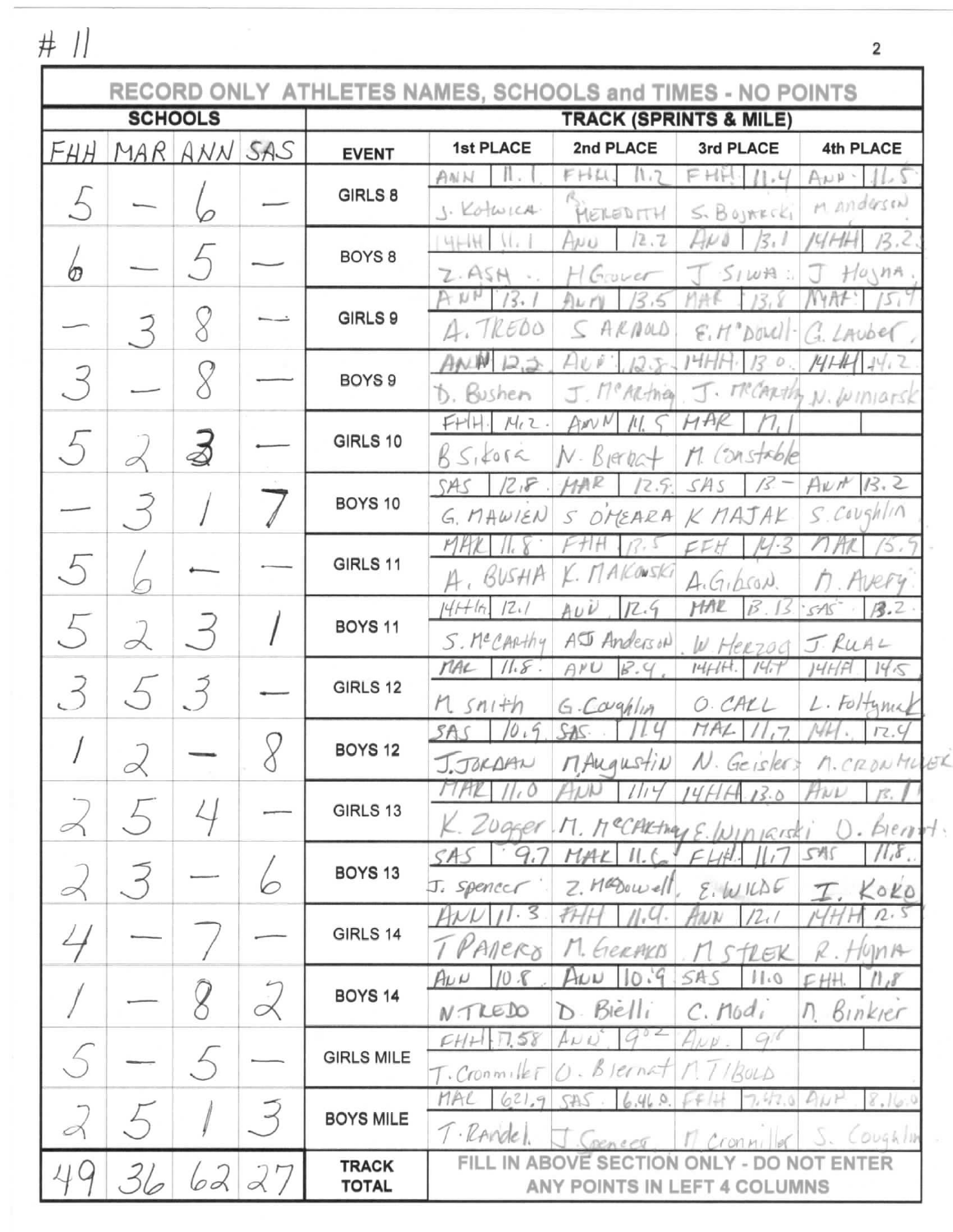# 11

| SCHOOLS | | | | TRACK (SPRINTS & MILE) | | | | |
|---|---|---|---|---|---|---|---|---|
| **RECORD ONLY ATHLETES NAMES, SCHOOLS and TIMES - NO POINTS** | | | | | | | | |
| FHH | MAR | ANN | SAS | EVENT | 1st PLACE | 2nd PLACE | 3rd PLACE | 4th PLACE |
| 5 | — | 6 | — | GIRLS 8 | ANN 11.1 J. Kotwica | FHH 11.2 R. Meredith | FHH 11.4 S. Bojarcki | ANN 11.5 M Andersen |
| 6 | — | 5 | — | BOYS 8 | FHH 11.1 Z. Ash | ANN 12.2 H Grover | ANN 13.1 J Siwa | FHH 13.2 J Hojna |
| — | 3 | 8 | — | GIRLS 9 | ANN 13.1 A. Tredo | ANN 13.5 S Arnold | MAR 13.8 E. McDowell | MAR 15.4 G. Lauber |
| 3 | — | 8 | — | BOYS 9 | ANN 12.2 D. Bushen | ANN 12.8 J. McArthur | FHH 13.0 J. McCarthy | FHH 14.2 N. Winiarsk |
| 5 | 2 | 3 | — | GIRLS 10 | FHH 14.2 B Sikora | ANN 14.5 N. Biernat | MAR 17.1 M Constable | |
| — | 3 | 1 | 7 | BOYS 10 | SAS 12.8 G. Mawien | MAR 12.9 S O'Meara | SAS 13 - K Majak | ANN 13.2 S. Coughlin |
| 5 | 6 | — | — | GIRLS 11 | MAR 11.8 A. Busha | FHH 13.5 K. Makowski | FHH 14.3 A. Gibson | MAR 15.9 M. Avery |
| 5 | 2 | 3 | 1 | BOYS 11 | FHH 12.1 S. McCarthy | ANN 12.9 AJ Anderson | MAR 13.13 W Herzog | SAS 13.2 J Rual |
| 3 | 5 | 3 | — | GIRLS 12 | MAR 11.8 M Smith | ANN 13.4 G. Coughlin | FHH 14.1 O. Carl | FHH 14.5 L. Foltynek |
| 1 | 2 | — | 8 | BOYS 12 | SAS 10.9 J. Jordan | SAS 11.4 M Augustin | MAR 11.7 N. Geisler | FHH 12.4 M. Cronmiller |
| 2 | 5 | 4 | — | GIRLS 13 | MAR 11.0 K. Zugger | ANN 11.4 M. McCarthy | FHH 13.0 E. Winiarski | ANN 13.1 O. Biernat |
| 2 | 3 | — | 6 | BOYS 13 | SAS 9.7 J. Spencer | MAR 11.6 Z. McDowell | FHH 11.7 E. Wilde | SAS 11.8 I. Koko |
| 4 | — | 7 | — | GIRLS 14 | ANN 11.3 T Panero | FHH 11.9 M. Gerard | ANN 12.1 M Strek | FHH 12.5 R. Hojna |
| 1 | — | 8 | 2 | BOYS 14 | ANN 10.8 N Tredo | ANN 10.9 D. Bielli | SAS 11.0 C. Modi | FHH 11.8 M. Binkier |
| 5 | — | 5 | — | GIRLS MILE | FHH 7.58 T. Cronmiller | ANN 9:02 O. Biernat | ANN 9:1 M Tibold | |
| 2 | 5 | 1 | 3 | BOYS MILE | MAR 6:21.9 T. Randel | SAS 6:46.0 J Spencer | FHH 7:47.0 M Cronmiller | ANN 8:16.0 S. Coughlin |
| 49 | 36 | 62 | 27 | TRACK TOTAL | FILL IN ABOVE SECTION ONLY - DO NOT ENTER ANY POINTS IN LEFT 4 COLUMNS | | | |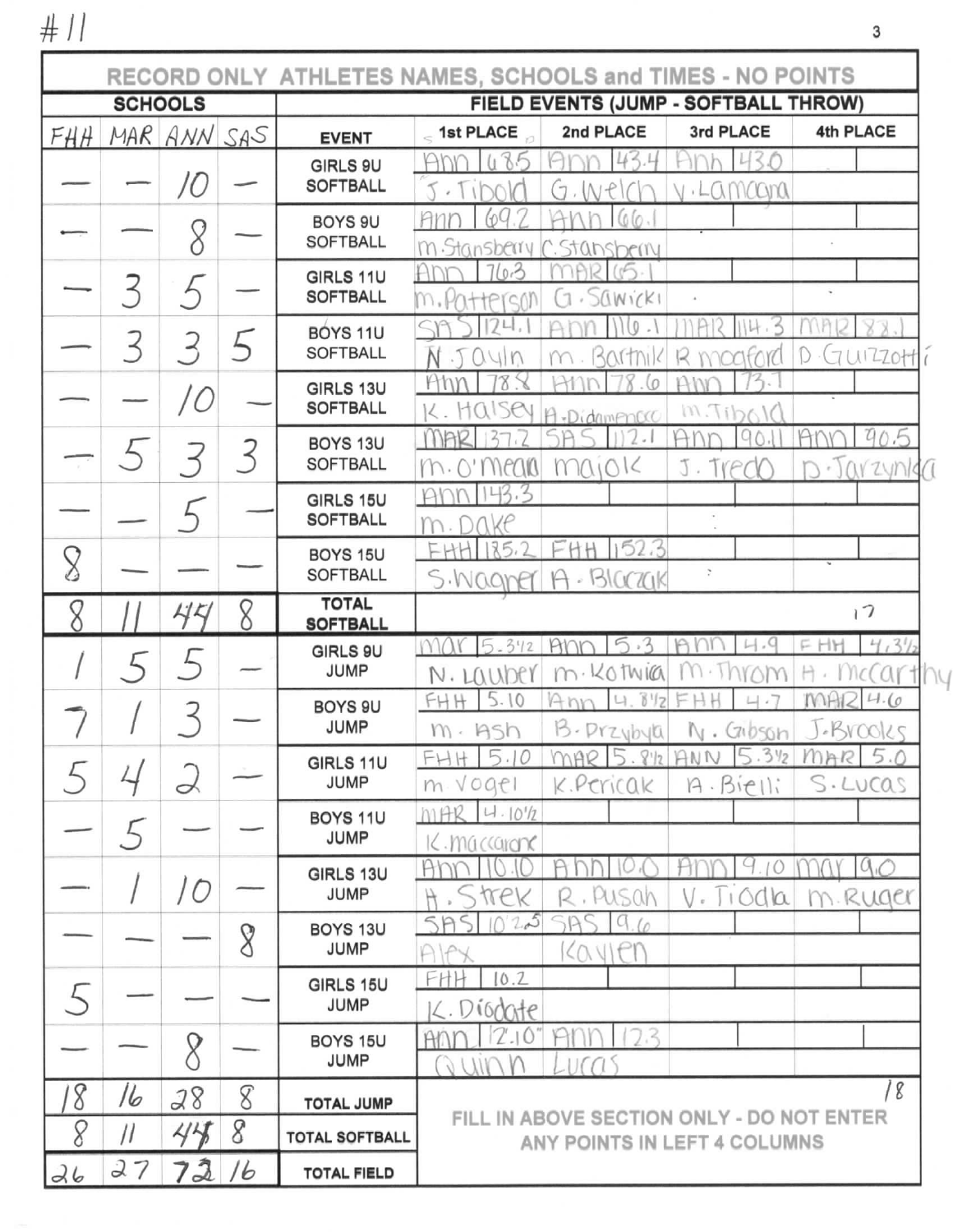#11

**RECORD ONLY ATHLETES NAMES, SCHOOLS and TIMES - NO POINTS**

| SCHOOLS | | | | | FIELD EVENTS (JUMP - SOFTBALL THROW) | | | |
|---|---|---|---|---|---|---|---|---|
| FHH | MAR | ANN | SAS | EVENT | 1st PLACE | 2nd PLACE | 3rd PLACE | 4th PLACE |
| — | — | 10 | — | GIRLS 9U SOFTBALL | Ann 68.5 J. Tibold | Ann 43.4 G. Welch | Ann 43.0 V. Lamagna | |
| — | — | 8 | — | BOYS 9U SOFTBALL | Ann 69.2 M. Stansberry | Ann 66.1 C. Stansberry | | |
| — | 3 | 5 | — | GIRLS 11U SOFTBALL | Ann 76.3 M. Patterson | MAR 65.1 G. Sawicki | | |
| — | 3 | 3 | 5 | BOYS 11U SOFTBALL | SAS 124.1 N. Jayin | Ann 116.1 M. Bartnik | MAR 114.3 R Moaford | MAR 88.1 D. Guizzotti |
| — | — | 10 | — | GIRLS 13U SOFTBALL | Ann 78.8 K. Halsey | Ann 78.6 A. Didomenico | Ann 73.1 M. Tibold | |
| — | 5 | 3 | 3 | BOYS 13U SOFTBALL | MAR 137.2 M. O'Meara | SAS 112.1 Majok | Ann 90.11 J. Tredo | Ann 90.5 D. Jarzynka |
| — | — | 5 | — | GIRLS 15U SOFTBALL | Ann 143.3 M. Dake | | | |
| 8 | — | — | — | BOYS 15U SOFTBALL | FHH 185.2 S. Wagner | FHH 152.3 A. Blaczak | | |
| 8 | 11 | 44 | 8 | TOTAL SOFTBALL | | | | 17 |
| 1 | 5 | 5 | — | GIRLS 9U JUMP | Mar 5.3½ N. Lauber | Ann 5.3 M. Kotwica | Ann 4.9 M. Throm | FHH 4.3½ H. McCarthy |
| 7 | 1 | 3 | — | BOYS 9U JUMP | FHH 5.10 M. Ash | Ann 4.8½ B. Przybyla | FHH 4.7 N. Gibson | MAR 4.6 J. Brooks |
| 5 | 4 | 2 | — | GIRLS 11U JUMP | FHH 5.10 M. Vogel | MAR 5.8½ K. Pericak | ANN 5.3½ A. Bielli | MAR 5.0 S. Lucas |
| — | 5 | — | — | BOYS 11U JUMP | MAR 4.10½ K. Maccarone | | | |
| — | 1 | 10 | — | GIRLS 13U JUMP | Ann 10.10 A. Strek | Ann 10.0 R. Pusah | Ann 9.10 V. Tiodla | Mar 9.0 M. Ruger |
| — | — | — | 8 | BOYS 13U JUMP | SAS 10'2.5 Alex | SAS 9.6 Kaylen | | |
| 5 | — | — | — | GIRLS 15U JUMP | FHH 10.2 K. Diodate | | | |
| — | — | 8 | — | BOYS 15U JUMP | Ann 12.10" Quinn | Ann 12.3 Lucas | | |
| 18 | 16 | 28 | 8 | TOTAL JUMP | | | | 18 |
| 8 | 11 | 44 | 8 | TOTAL SOFTBALL | FILL IN ABOVE SECTION ONLY - DO NOT ENTER ANY POINTS IN LEFT 4 COLUMNS | | | |
| 26 | 27 | 72 | 16 | TOTAL FIELD | | | | |